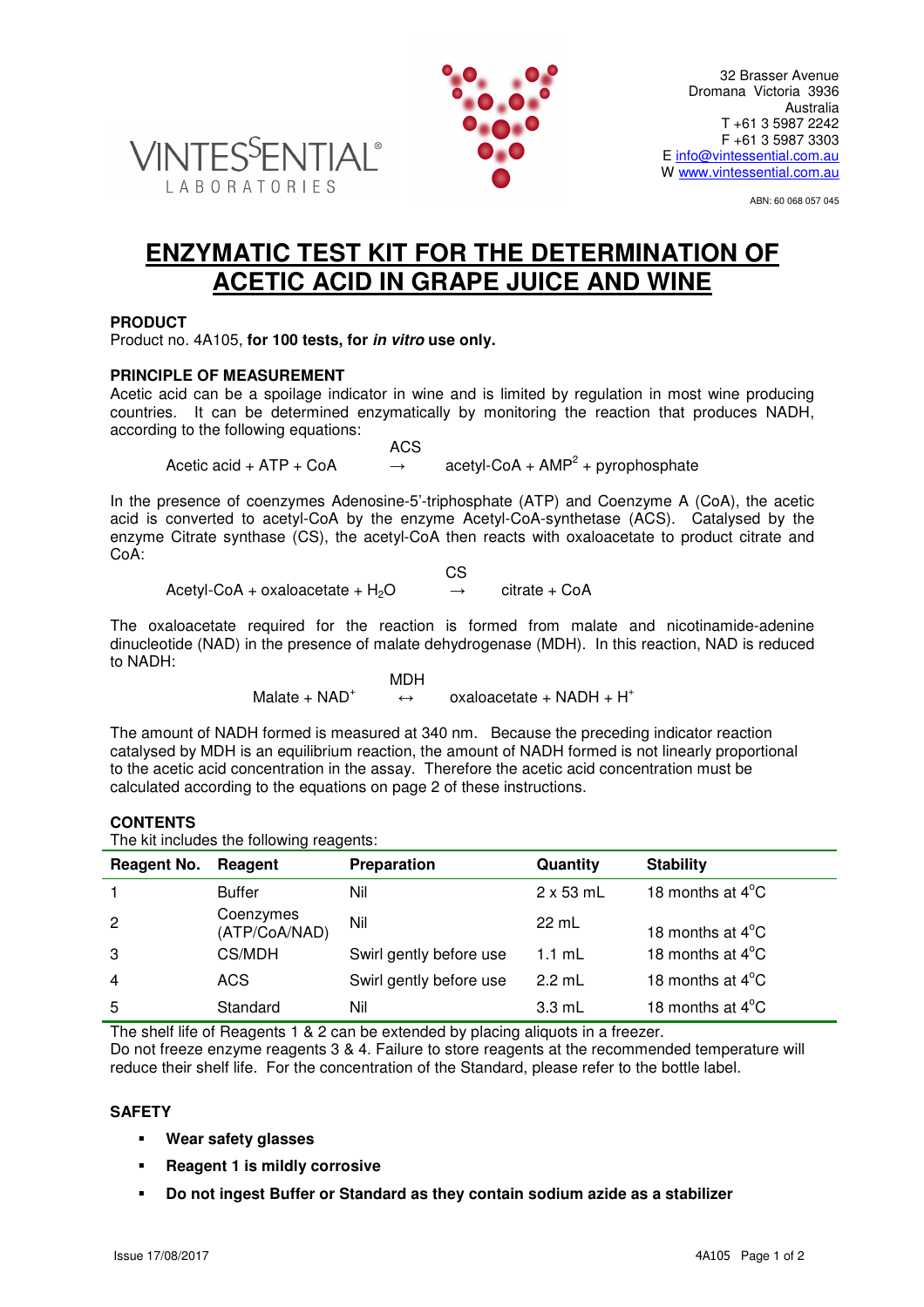VINTESSENTIAL® LABORATORIES

32 Brasser Avenue
Dromana Victoria 3936
Australia
T +61 3 5987 2242
F +61 3 5987 3303
E info@vintessential.com.au
W www.vintessential.com.au

ABN: 60 068 057 045

# ENZYMATIC TEST KIT FOR THE DETERMINATION OF ACETIC ACID IN GRAPE JUICE AND WINE

### PRODUCT

Product no. 4A105, **for 100 tests, for *in vitro* use only.**

### PRINCIPLE OF MEASUREMENT

Acetic acid can be a spoilage indicator in wine and is limited by regulation in most wine producing countries. It can be determined enzymatically by monitoring the reaction that produces NADH, according to the following equations:

$$\text{Acetic acid} + \text{ATP} + \text{CoA} \xrightarrow{\text{ACS}} \text{acetyl-CoA} + \text{AMP}^2 + \text{pyrophosphate}$$

In the presence of coenzymes Adenosine-5'-triphosphate (ATP) and Coenzyme A (CoA), the acetic acid is converted to acetyl-CoA by the enzyme Acetyl-CoA-synthetase (ACS). Catalysed by the enzyme Citrate synthase (CS), the acetyl-CoA then reacts with oxaloacetate to product citrate and CoA:

$$\text{Acetyl-CoA} + \text{oxaloacetate} + H_2O \xrightarrow{\text{CS}} \text{citrate} + \text{CoA}$$

The oxaloacetate required for the reaction is formed from malate and nicotinamide-adenine dinucleotide (NAD) in the presence of malate dehydrogenase (MDH). In this reaction, NAD is reduced to NADH:

$$\text{Malate} + \text{NAD}^+ \overset{\text{MDH}}{\leftrightarrow} \text{oxaloacetate} + \text{NADH} + H^+$$

The amount of NADH formed is measured at 340 nm. Because the preceding indicator reaction catalysed by MDH is an equilibrium reaction, the amount of NADH formed is not linearly proportional to the acetic acid concentration in the assay. Therefore the acetic acid concentration must be calculated according to the equations on page 2 of these instructions.

### CONTENTS

The kit includes the following reagents:

| Reagent No. | Reagent | Preparation | Quantity | Stability |
|---|---|---|---|---|
| 1 | Buffer | Nil | 2 x 53 mL | 18 months at 4°C |
| 2 | Coenzymes (ATP/CoA/NAD) | Nil | 22 mL | 18 months at 4°C |
| 3 | CS/MDH | Swirl gently before use | 1.1 mL | 18 months at 4°C |
| 4 | ACS | Swirl gently before use | 2.2 mL | 18 months at 4°C |
| 5 | Standard | Nil | 3.3 mL | 18 months at 4°C |

The shelf life of Reagents 1 & 2 can be extended by placing aliquots in a freezer.
Do not freeze enzyme reagents 3 & 4. Failure to store reagents at the recommended temperature will reduce their shelf life. For the concentration of the Standard, please refer to the bottle label.

### SAFETY

- **Wear safety glasses**
- **Reagent 1 is mildly corrosive**
- **Do not ingest Buffer or Standard as they contain sodium azide as a stabilizer**

Issue 17/08/2017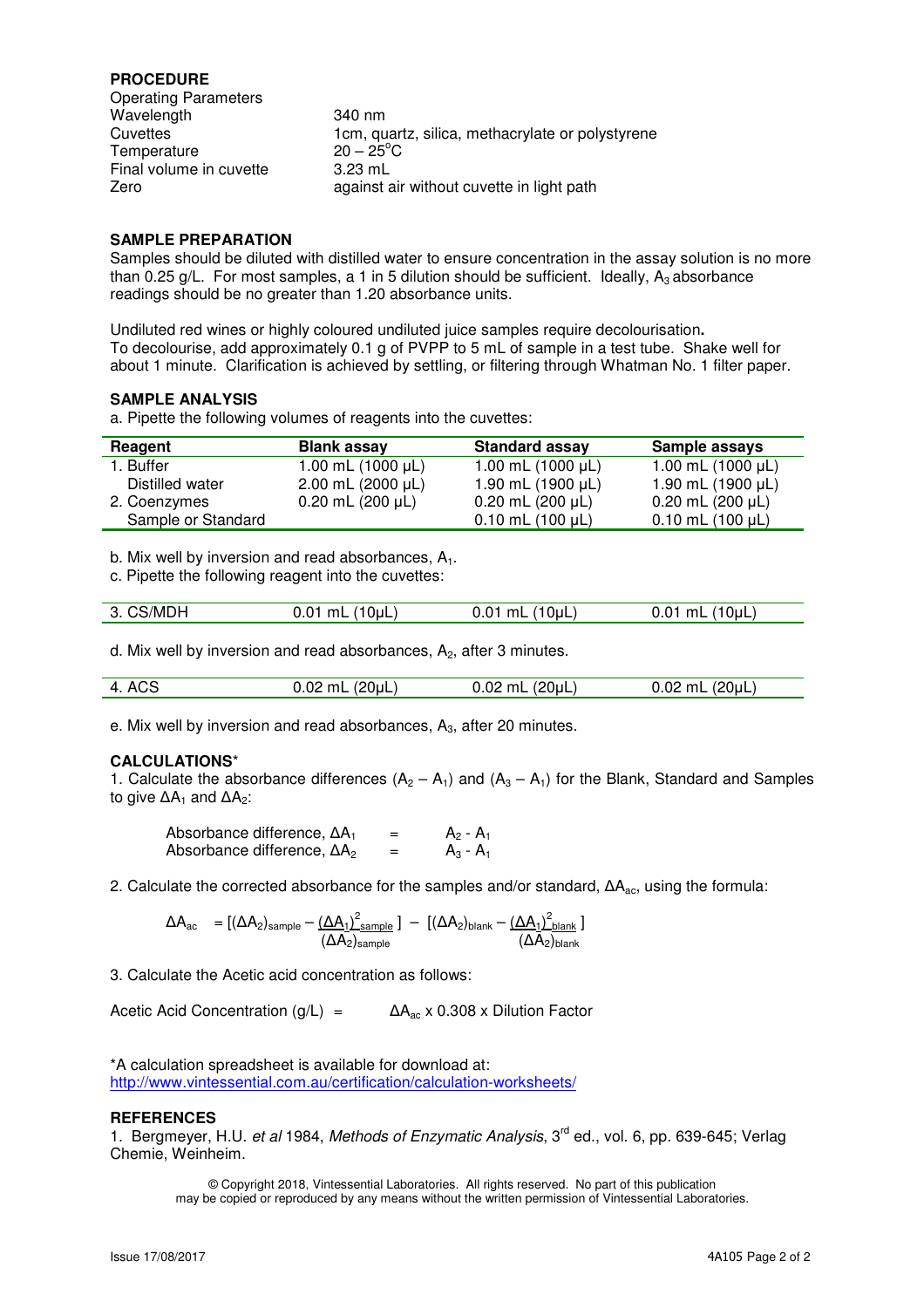## PROCEDURE

Operating Parameters

| | |
|---|---|
| Wavelength | 340 nm |
| Cuvettes | 1cm, quartz, silica, methacrylate or polystyrene |
| Temperature | 20 – 25°C |
| Final volume in cuvette | 3.23 mL |
| Zero | against air without cuvette in light path |

## SAMPLE PREPARATION

Samples should be diluted with distilled water to ensure concentration in the assay solution is no more than 0.25 g/L. For most samples, a 1 in 5 dilution should be sufficient. Ideally, $A_3$ absorbance readings should be no greater than 1.20 absorbance units.

Undiluted red wines or highly coloured undiluted juice samples require decolourisation**.**
To decolourise, add approximately 0.1 g of PVPP to 5 mL of sample in a test tube. Shake well for about 1 minute. Clarification is achieved by settling, or filtering through Whatman No. 1 filter paper.

## SAMPLE ANALYSIS

a. Pipette the following volumes of reagents into the cuvettes:

| Reagent | Blank assay | Standard assay | Sample assays |
|---|---|---|---|
| 1. Buffer | 1.00 mL (1000 µL) | 1.00 mL (1000 µL) | 1.00 mL (1000 µL) |
| Distilled water | 2.00 mL (2000 µL) | 1.90 mL (1900 µL) | 1.90 mL (1900 µL) |
| 2. Coenzymes | 0.20 mL (200 µL) | 0.20 mL (200 µL) | 0.20 mL (200 µL) |
| Sample or Standard | | 0.10 mL (100 µL) | 0.10 mL (100 µL) |

b. Mix well by inversion and read absorbances, $A_1$.

c. Pipette the following reagent into the cuvettes:

| | | | |
|---|---|---|---|
| 3. CS/MDH | 0.01 mL (10µL) | 0.01 mL (10µL) | 0.01 mL (10µL) |

d. Mix well by inversion and read absorbances, $A_2$, after 3 minutes.

| | | | |
|---|---|---|---|
| 4. ACS | 0.02 mL (20µL) | 0.02 mL (20µL) | 0.02 mL (20µL) |

e. Mix well by inversion and read absorbances, $A_3$, after 20 minutes.

## CALCULATIONS*

1. Calculate the absorbance differences ($A_2 - A_1$) and ($A_3 - A_1$) for the Blank, Standard and Samples to give $\Delta A_1$ and $\Delta A_2$:

$$\text{Absorbance difference, } \Delta A_1 = A_2 - A_1$$
$$\text{Absorbance difference, } \Delta A_2 = A_3 - A_1$$

2. Calculate the corrected absorbance for the samples and/or standard, $\Delta A_{ac}$, using the formula:

$$\Delta A_{ac} = \left[(\Delta A_2)_{sample} - \frac{(\Delta A_1)^2_{sample}}{(\Delta A_2)_{sample}}\right] - \left[(\Delta A_2)_{blank} - \frac{(\Delta A_1)^2_{blank}}{(\Delta A_2)_{blank}}\right]$$

3. Calculate the Acetic acid concentration as follows:

$$\text{Acetic Acid Concentration (g/L)} = \Delta A_{ac} \times 0.308 \times \text{Dilution Factor}$$

*A calculation spreadsheet is available for download at:
http://www.vintessential.com.au/certification/calculation-worksheets/

## REFERENCES

1. Bergmeyer, H.U. *et al* 1984, *Methods of Enzymatic Analysis*, 3rd ed., vol. 6, pp. 639-645; Verlag Chemie, Weinheim.

© Copyright 2018, Vintessential Laboratories. All rights reserved. No part of this publication may be copied or reproduced by any means without the written permission of Vintessential Laboratories.

Issue 17/08/2017